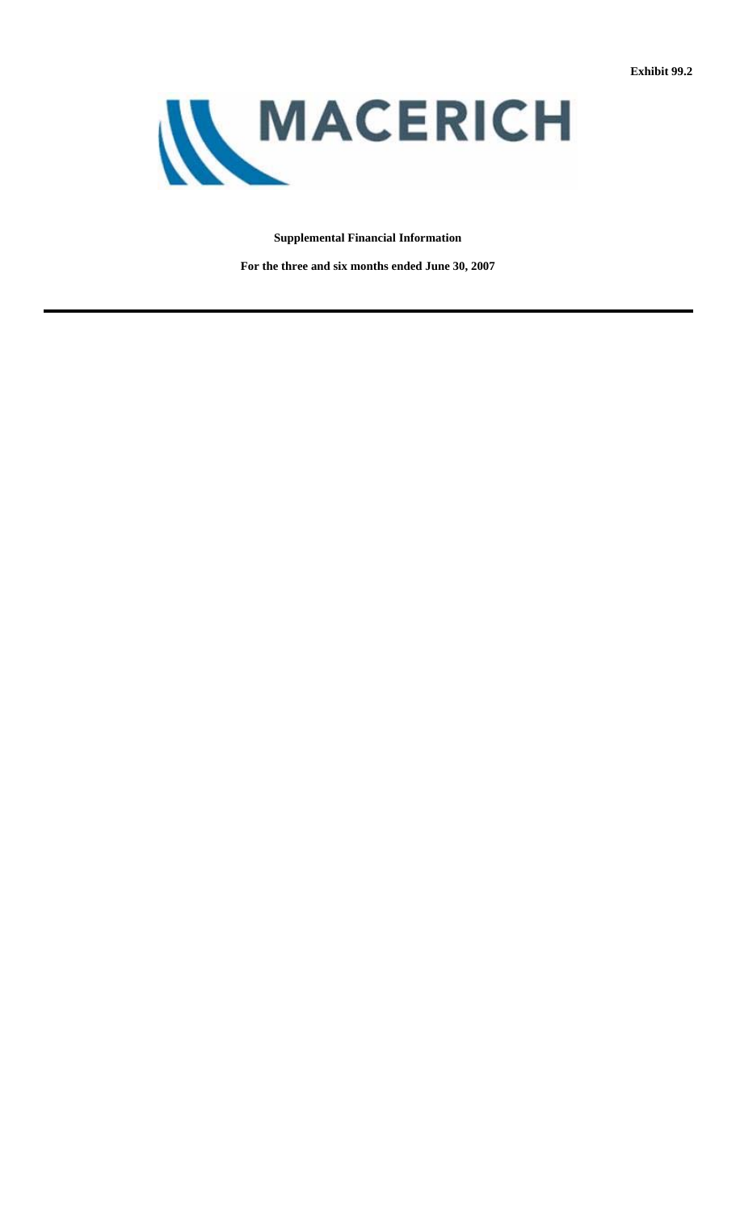Exhibit 99.2

# MACERICH

**Supplemental Financial Information**

**For the three and six months ended June 30, 2007**

---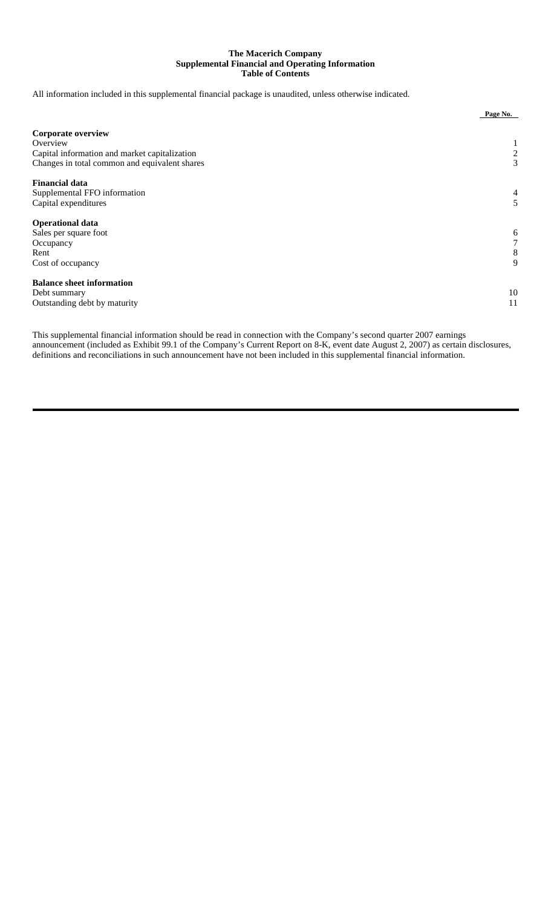# The Macerich Company
## Supplemental Financial and Operating Information
### Table of Contents

All information included in this supplemental financial package is unaudited, unless otherwise indicated.

| | Page No. |
|---|---|
| **Corporate overview** | |
| Overview | 1 |
| Capital information and market capitalization | 2 |
| Changes in total common and equivalent shares | 3 |
| **Financial data** | |
| Supplemental FFO information | 4 |
| Capital expenditures | 5 |
| **Operational data** | |
| Sales per square foot | 6 |
| Occupancy | 7 |
| Rent | 8 |
| Cost of occupancy | 9 |
| **Balance sheet information** | |
| Debt summary | 10 |
| Outstanding debt by maturity | 11 |

This supplemental financial information should be read in connection with the Company's second quarter 2007 earnings announcement (included as Exhibit 99.1 of the Company's Current Report on 8-K, event date August 2, 2007) as certain disclosures, definitions and reconciliations in such announcement have not been included in this supplemental financial information.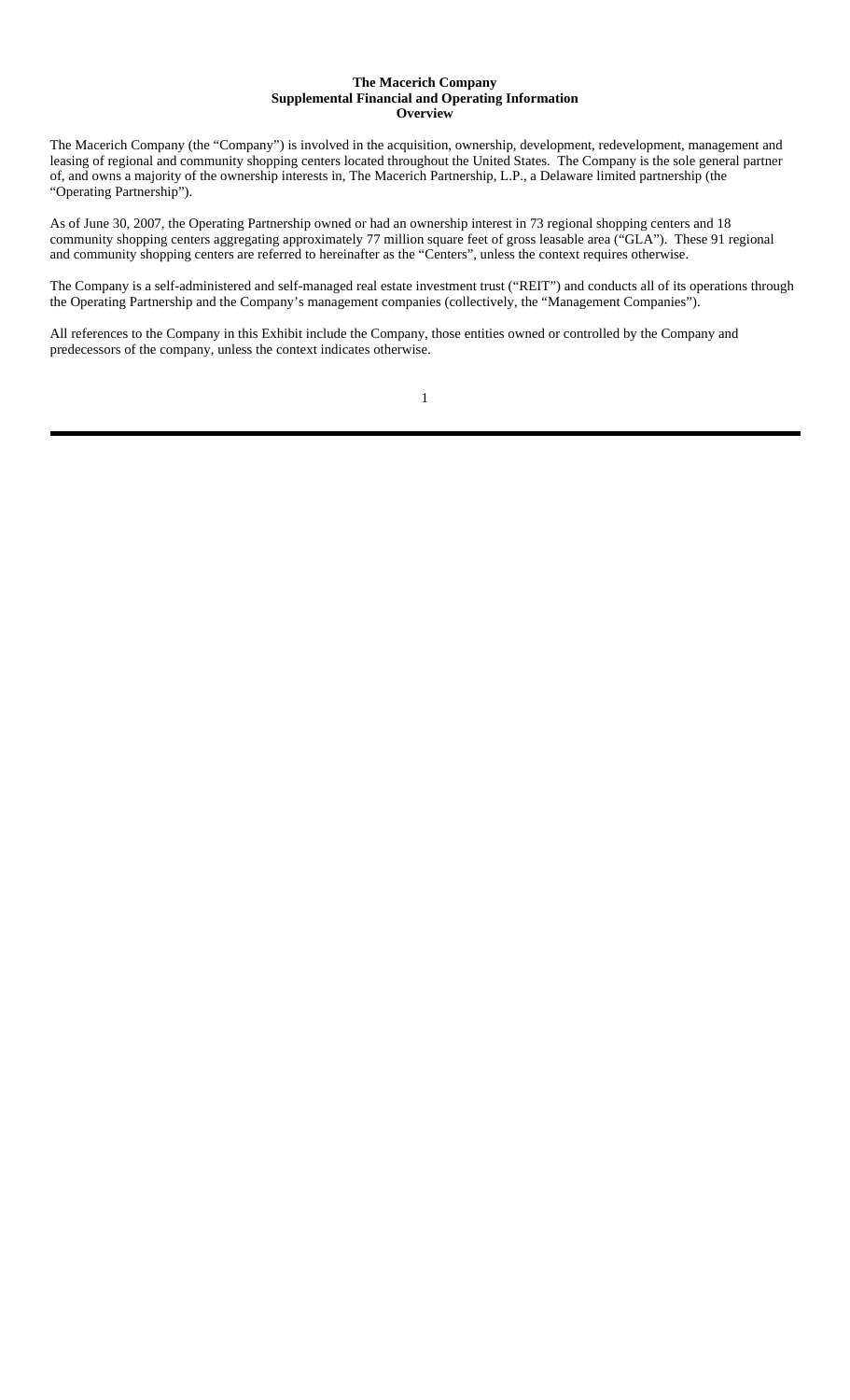**The Macerich Company**
**Supplemental Financial and Operating Information**
**Overview**

The Macerich Company (the “Company”) is involved in the acquisition, ownership, development, redevelopment, management and leasing of regional and community shopping centers located throughout the United States. The Company is the sole general partner of, and owns a majority of the ownership interests in, The Macerich Partnership, L.P., a Delaware limited partnership (the “Operating Partnership”).

As of June 30, 2007, the Operating Partnership owned or had an ownership interest in 73 regional shopping centers and 18 community shopping centers aggregating approximately 77 million square feet of gross leasable area (“GLA”). These 91 regional and community shopping centers are referred to hereinafter as the “Centers”, unless the context requires otherwise.

The Company is a self-administered and self-managed real estate investment trust (“REIT”) and conducts all of its operations through the Operating Partnership and the Company’s management companies (collectively, the “Management Companies”).

All references to the Company in this Exhibit include the Company, those entities owned or controlled by the Company and predecessors of the company, unless the context indicates otherwise.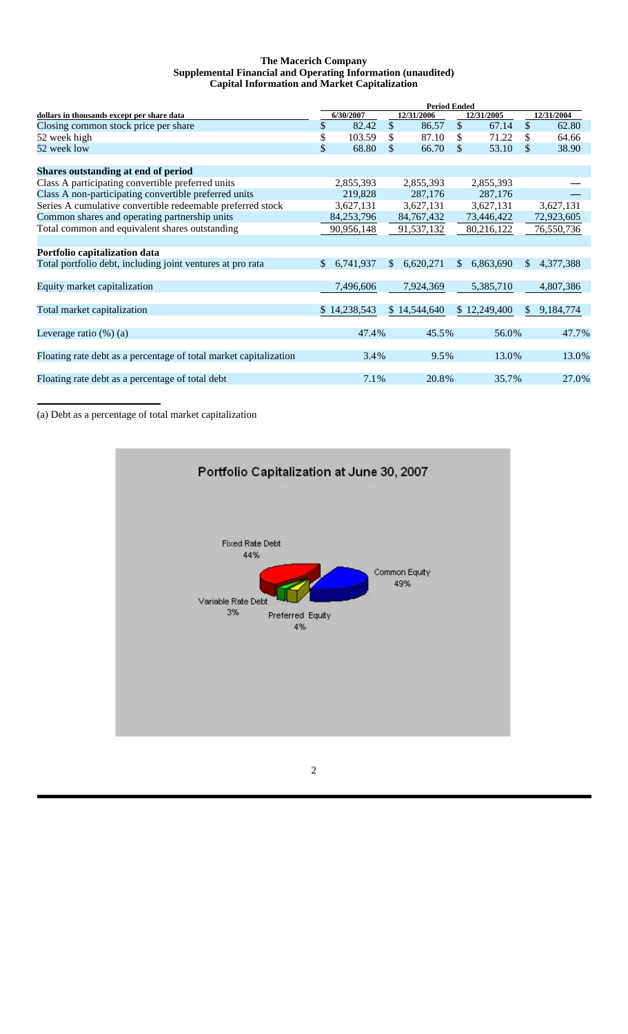**The Macerich Company**
**Supplemental Financial and Operating Information (unaudited)**
**Capital Information and Market Capitalization**

| dollars in thousands except per share data | Period Ended 6/30/2007 | 12/31/2006 | 12/31/2005 | 12/31/2004 |
|---|---|---|---|---|
| Closing common stock price per share | $ 82.42 | $ 86.57 | $ 67.14 | $ 62.80 |
| 52 week high | $ 103.59 | $ 87.10 | $ 71.22 | $ 64.66 |
| 52 week low | $ 68.80 | $ 66.70 | $ 53.10 | $ 38.90 |
| **Shares outstanding at end of period** | | | | |
| Class A participating convertible preferred units | 2,855,393 | 2,855,393 | 2,855,393 | — |
| Class A non-participating convertible preferred units | 219,828 | 287,176 | 287,176 | — |
| Series A cumulative convertible redeemable preferred stock | 3,627,131 | 3,627,131 | 3,627,131 | 3,627,131 |
| Common shares and operating partnership units | 84,253,796 | 84,767,432 | 73,446,422 | 72,923,605 |
| Total common and equivalent shares outstanding | 90,956,148 | 91,537,132 | 80,216,122 | 76,550,736 |
| **Portfolio capitalization data** | | | | |
| Total portfolio debt, including joint ventures at pro rata | $ 6,741,937 | $ 6,620,271 | $ 6,863,690 | $ 4,377,388 |
| Equity market capitalization | 7,496,606 | 7,924,369 | 5,385,710 | 4,807,386 |
| Total market capitalization | $ 14,238,543 | $ 14,544,640 | $ 12,249,400 | $ 9,184,774 |
| Leverage ratio (%) (a) | 47.4% | 45.5% | 56.0% | 47.7% |
| Floating rate debt as a percentage of total market capitalization | 3.4% | 9.5% | 13.0% | 13.0% |
| Floating rate debt as a percentage of total debt | 7.1% | 20.8% | 35.7% | 27.0% |

(a) Debt as a percentage of total market capitalization

**Portfolio Capitalization at June 30, 2007**

Fixed Rate Debt 44%
Common Equity 49%
Variable Rate Debt 3%
Preferred Equity 4%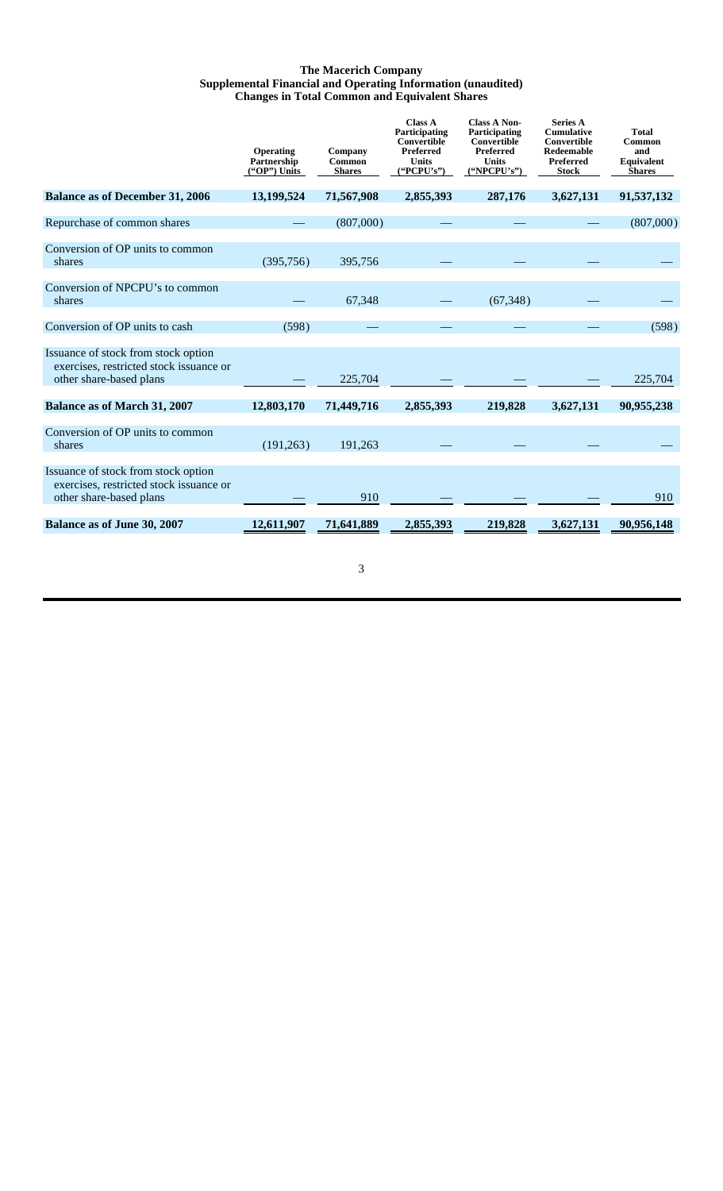**The Macerich Company**
**Supplemental Financial and Operating Information (unaudited)**
**Changes in Total Common and Equivalent Shares**

| | Operating Partnership ("OP") Units | Company Common Shares | Class A Participating Convertible Preferred Units ("PCPU's") | Class A Non-Participating Convertible Preferred Units ("NPCPU's") | Series A Cumulative Convertible Redeemable Preferred Stock | Total Common and Equivalent Shares |
|---|---|---|---|---|---|---|
| **Balance as of December 31, 2006** | **13,199,524** | **71,567,908** | **2,855,393** | **287,176** | **3,627,131** | **91,537,132** |
| Repurchase of common shares | — | (807,000) | — | — | — | (807,000) |
| Conversion of OP units to common shares | (395,756) | 395,756 | — | — | — | — |
| Conversion of NPCPU's to common shares | — | 67,348 | — | (67,348) | — | — |
| Conversion of OP units to cash | (598) | — | — | — | — | (598) |
| Issuance of stock from stock option exercises, restricted stock issuance or other share-based plans | — | 225,704 | — | — | — | 225,704 |
| **Balance as of March 31, 2007** | **12,803,170** | **71,449,716** | **2,855,393** | **219,828** | **3,627,131** | **90,955,238** |
| Conversion of OP units to common shares | (191,263) | 191,263 | — | — | — | — |
| Issuance of stock from stock option exercises, restricted stock issuance or other share-based plans | — | 910 | — | — | — | 910 |
| **Balance as of June 30, 2007** | **12,611,907** | **71,641,889** | **2,855,393** | **219,828** | **3,627,131** | **90,956,148** |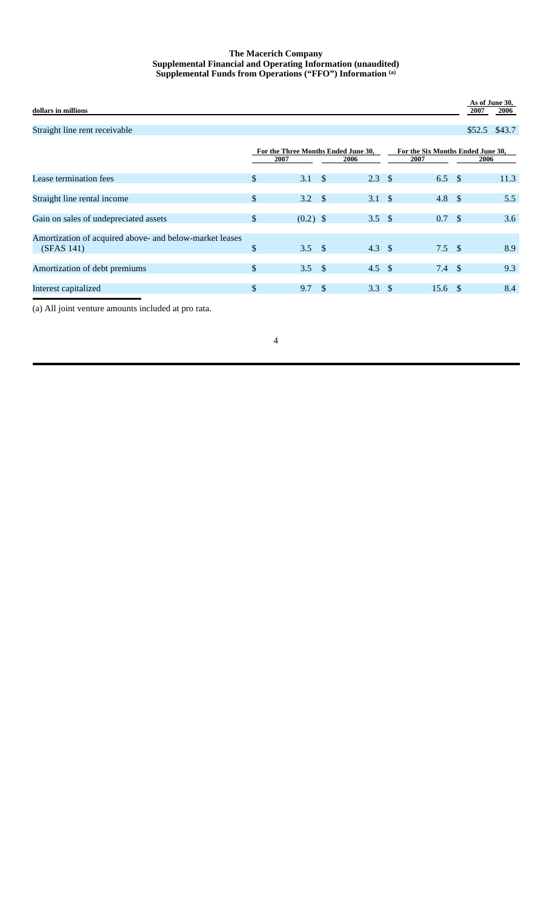**The Macerich Company**
**Supplemental Financial and Operating Information (unaudited)**
**Supplemental Funds from Operations ("FFO") Information [(a)]**

| dollars in millions | As of June 30, 2007 | As of June 30, 2006 |
|---|---|---|
| Straight line rent receivable | $52.5 | $43.7 |

| | For the Three Months Ended June 30, 2007 | For the Three Months Ended June 30, 2006 | For the Six Months Ended June 30, 2007 | For the Six Months Ended June 30, 2006 |
|---|---|---|---|---|
| Lease termination fees | $ 3.1 | $ 2.3 | $ 6.5 | $ 11.3 |
| Straight line rental income | $ 3.2 | $ 3.1 | $ 4.8 | $ 5.5 |
| Gain on sales of undepreciated assets | $ (0.2) | $ 3.5 | $ 0.7 | $ 3.6 |
| Amortization of acquired above- and below-market leases (SFAS 141) | $ 3.5 | $ 4.3 | $ 7.5 | $ 8.9 |
| Amortization of debt premiums | $ 3.5 | $ 4.5 | $ 7.4 | $ 9.3 |
| Interest capitalized | $ 9.7 | $ 3.3 | $ 15.6 | $ 8.4 |

(a) All joint venture amounts included at pro rata.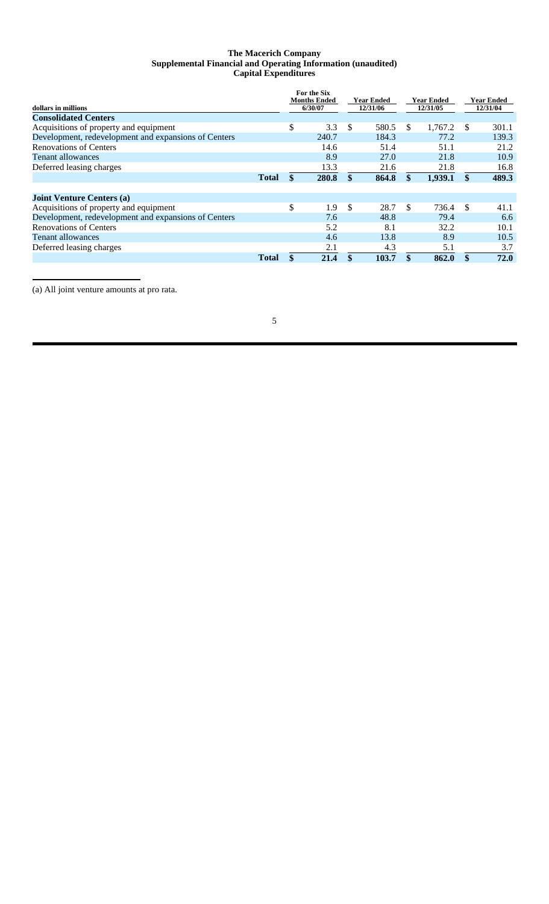# The Macerich Company
## Supplemental Financial and Operating Information (unaudited)
## Capital Expenditures

| dollars in millions | For the Six Months Ended 6/30/07 | Year Ended 12/31/06 | Year Ended 12/31/05 | Year Ended 12/31/04 |
|---|---|---|---|---|
| **Consolidated Centers** | | | | |
| Acquisitions of property and equipment | $ 3.3 | $ 580.5 | $ 1,767.2 | $ 301.1 |
| Development, redevelopment and expansions of Centers | 240.7 | 184.3 | 77.2 | 139.3 |
| Renovations of Centers | 14.6 | 51.4 | 51.1 | 21.2 |
| Tenant allowances | 8.9 | 27.0 | 21.8 | 10.9 |
| Deferred leasing charges | 13.3 | 21.6 | 21.8 | 16.8 |
| **Total** | **$ 280.8** | **$ 864.8** | **$ 1,939.1** | **$ 489.3** |
| | | | | |
| **Joint Venture Centers (a)** | | | | |
| Acquisitions of property and equipment | $ 1.9 | $ 28.7 | $ 736.4 | $ 41.1 |
| Development, redevelopment and expansions of Centers | 7.6 | 48.8 | 79.4 | 6.6 |
| Renovations of Centers | 5.2 | 8.1 | 32.2 | 10.1 |
| Tenant allowances | 4.6 | 13.8 | 8.9 | 10.5 |
| Deferred leasing charges | 2.1 | 4.3 | 5.1 | 3.7 |
| **Total** | **$ 21.4** | **$ 103.7** | **$ 862.0** | **$ 72.0** |

(a) All joint venture amounts at pro rata.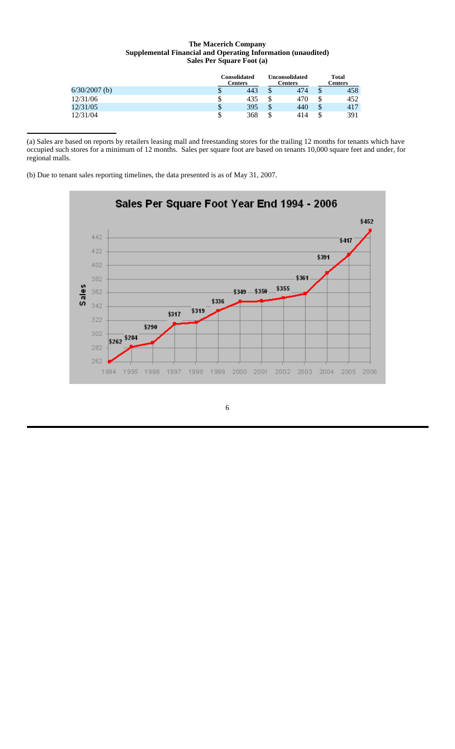**The Macerich Company**
**Supplemental Financial and Operating Information (unaudited)**
**Sales Per Square Foot (a)**

| | Consolidated Centers | Unconsolidated Centers | Total Centers |
|---|---|---|---|
| 6/30/2007 (b) | $ 443 | $ 474 | $ 458 |
| 12/31/06 | $ 435 | $ 470 | $ 452 |
| 12/31/05 | $ 395 | $ 440 | $ 417 |
| 12/31/04 | $ 368 | $ 414 | $ 391 |

(a) Sales are based on reports by retailers leasing mall and freestanding stores for the trailing 12 months for tenants which have occupied such stores for a minimum of 12 months. Sales per square foot are based on tenants 10,000 square feet and under, for regional malls.

(b) Due to tenant sales reporting timelines, the data presented is as of May 31, 2007.

**Sales Per Square Foot Year End 1994 - 2006**

| Year | Sales |
|---|---|
| 1994 | $262 |
| 1995 | $284 |
| 1996 | $290 |
| 1997 | $317 |
| 1998 | $319 |
| 1999 | $336 |
| 2000 | $349 |
| 2001 | $350 |
| 2002 | $355 |
| 2003 | $361 |
| 2004 | $391 |
| 2005 | $417 |
| 2006 | $452 |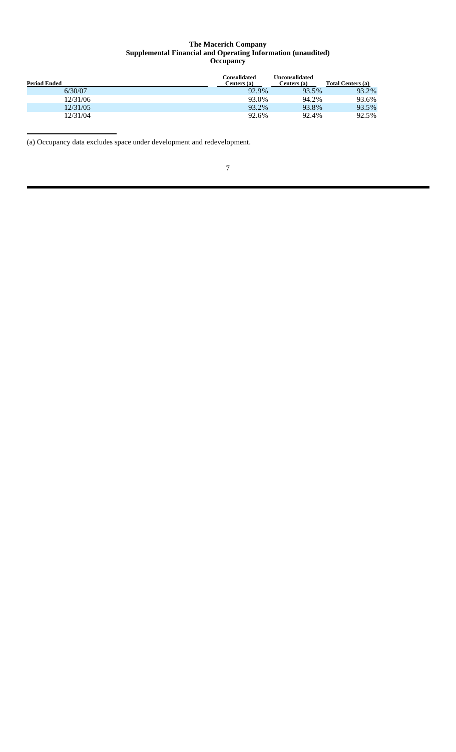**The Macerich Company**
**Supplemental Financial and Operating Information (unaudited)**
**Occupancy**

| Period Ended | Consolidated Centers (a) | Unconsolidated Centers (a) | Total Centers (a) |
|---|---|---|---|
| 6/30/07 | 92.9% | 93.5% | 93.2% |
| 12/31/06 | 93.0% | 94.2% | 93.6% |
| 12/31/05 | 93.2% | 93.8% | 93.5% |
| 12/31/04 | 92.6% | 92.4% | 92.5% |

(a) Occupancy data excludes space under development and redevelopment.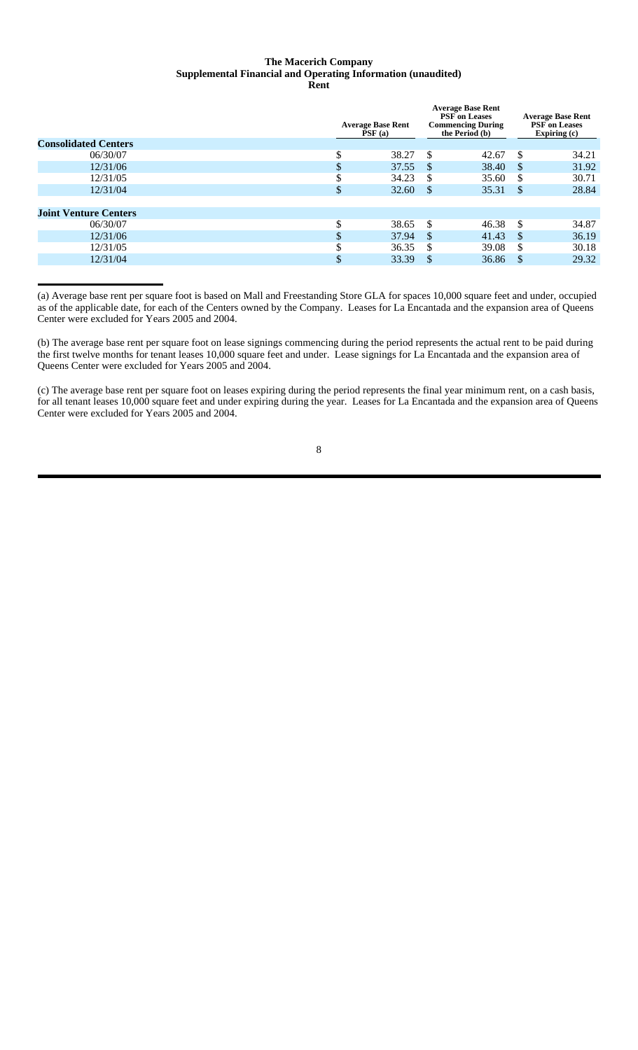**The Macerich Company**
**Supplemental Financial and Operating Information (unaudited)**
**Rent**

| | Average Base Rent PSF (a) | Average Base Rent PSF on Leases Commencing During the Period (b) | Average Base Rent PSF on Leases Expiring (c) |
|---|---|---|---|
| **Consolidated Centers** | | | |
| 06/30/07 | $ 38.27 | $ 42.67 | $ 34.21 |
| 12/31/06 | $ 37.55 | $ 38.40 | $ 31.92 |
| 12/31/05 | $ 34.23 | $ 35.60 | $ 30.71 |
| 12/31/04 | $ 32.60 | $ 35.31 | $ 28.84 |
| **Joint Venture Centers** | | | |
| 06/30/07 | $ 38.65 | $ 46.38 | $ 34.87 |
| 12/31/06 | $ 37.94 | $ 41.43 | $ 36.19 |
| 12/31/05 | $ 36.35 | $ 39.08 | $ 30.18 |
| 12/31/04 | $ 33.39 | $ 36.86 | $ 29.32 |

(a) Average base rent per square foot is based on Mall and Freestanding Store GLA for spaces 10,000 square feet and under, occupied as of the applicable date, for each of the Centers owned by the Company. Leases for La Encantada and the expansion area of Queens Center were excluded for Years 2005 and 2004.

(b) The average base rent per square foot on lease signings commencing during the period represents the actual rent to be paid during the first twelve months for tenant leases 10,000 square feet and under. Lease signings for La Encantada and the expansion area of Queens Center were excluded for Years 2005 and 2004.

(c) The average base rent per square foot on leases expiring during the period represents the final year minimum rent, on a cash basis, for all tenant leases 10,000 square feet and under expiring during the year. Leases for La Encantada and the expansion area of Queens Center were excluded for Years 2005 and 2004.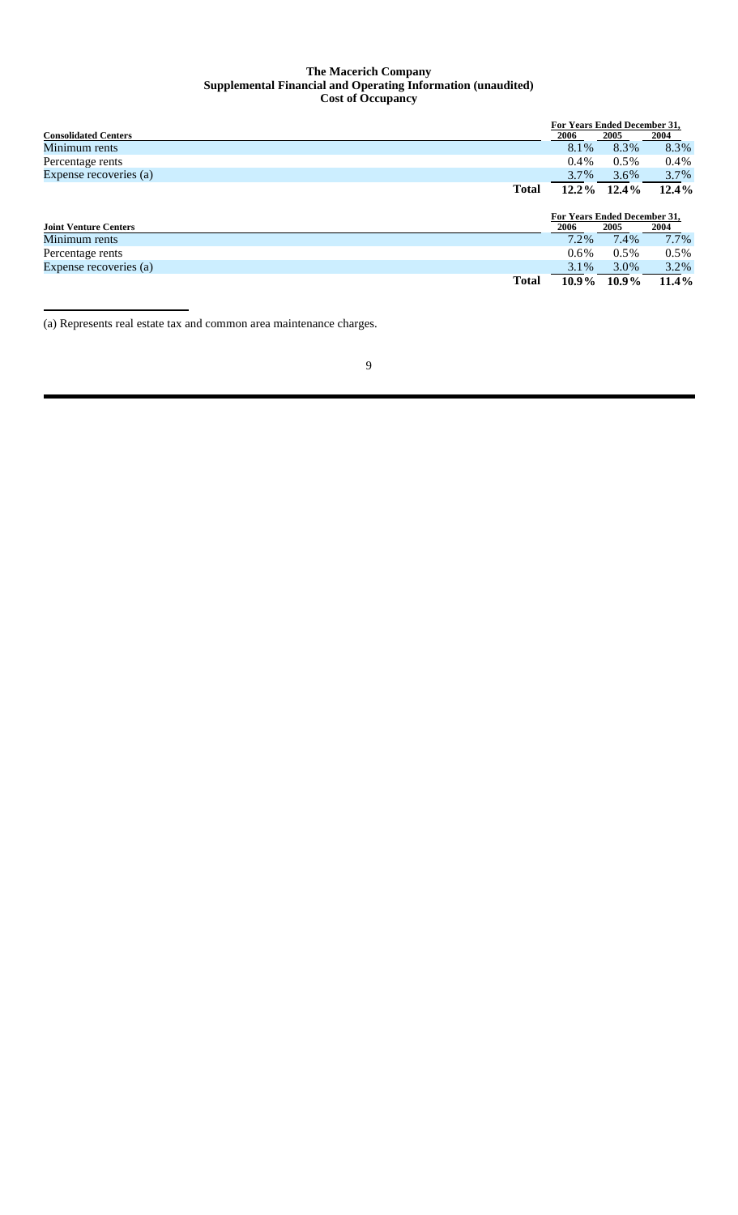# The Macerich Company
## Supplemental Financial and Operating Information (unaudited)
### Cost of Occupancy

| Consolidated Centers | For Years Ended December 31, 2006 | 2005 | 2004 |
|---|---|---|---|
| Minimum rents | 8.1% | 8.3% | 8.3% |
| Percentage rents | 0.4% | 0.5% | 0.4% |
| Expense recoveries (a) | 3.7% | 3.6% | 3.7% |
| **Total** | **12.2%** | **12.4%** | **12.4%** |

| Joint Venture Centers | For Years Ended December 31, 2006 | 2005 | 2004 |
|---|---|---|---|
| Minimum rents | 7.2% | 7.4% | 7.7% |
| Percentage rents | 0.6% | 0.5% | 0.5% |
| Expense recoveries (a) | 3.1% | 3.0% | 3.2% |
| **Total** | **10.9%** | **10.9%** | **11.4%** |

(a) Represents real estate tax and common area maintenance charges.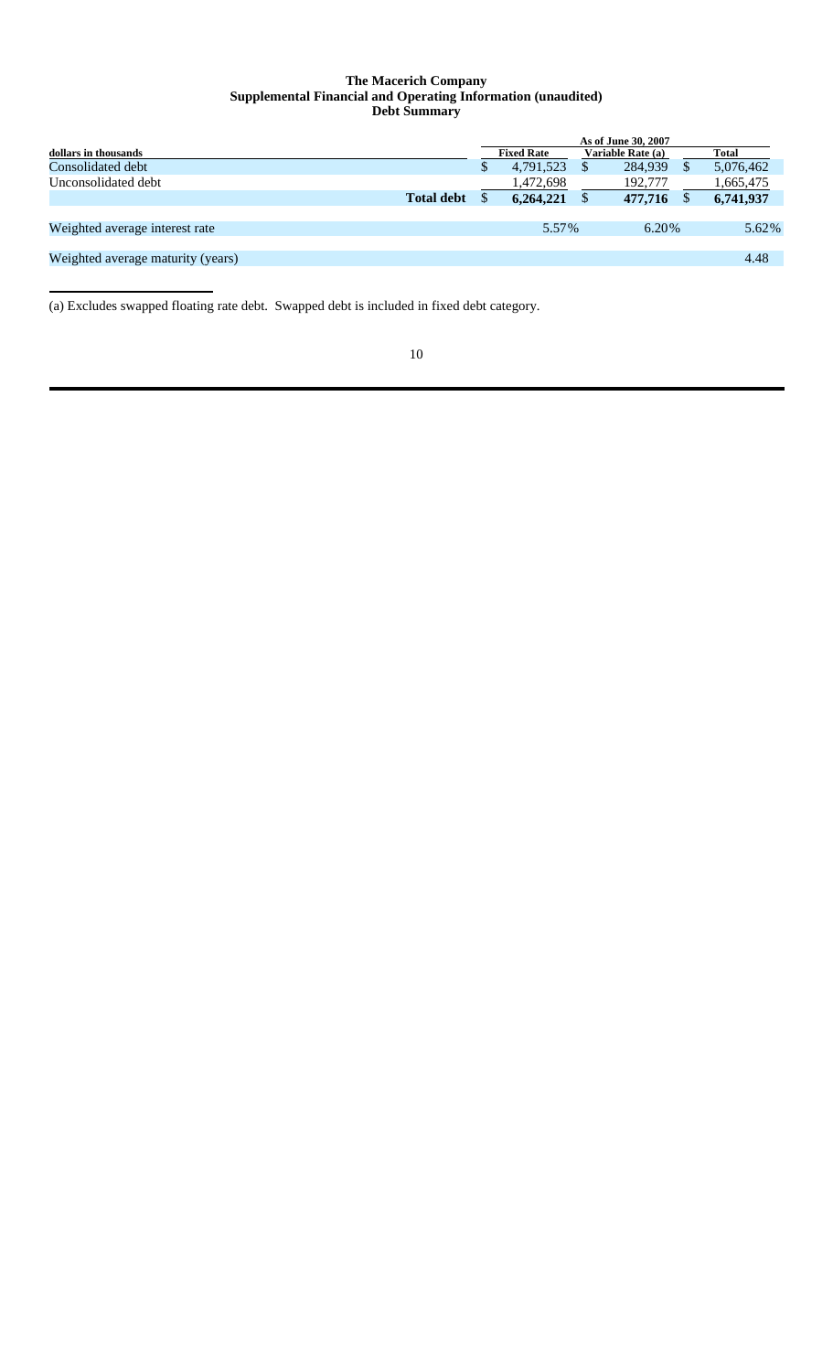**The Macerich Company**
**Supplemental Financial and Operating Information (unaudited)**
**Debt Summary**

| dollars in thousands | As of June 30, 2007 | | |
|---|---|---|---|
| | **Fixed Rate** | **Variable Rate (a)** | **Total** |
| Consolidated debt | $ 4,791,523 | $ 284,939 | $ 5,076,462 |
| Unconsolidated debt | 1,472,698 | 192,777 | 1,665,475 |
| **Total debt** | **$ 6,264,221** | **$ 477,716** | **$ 6,741,937** |
| Weighted average interest rate | 5.57% | 6.20% | 5.62% |
| Weighted average maturity (years) | | | 4.48 |

(a) Excludes swapped floating rate debt. Swapped debt is included in fixed debt category.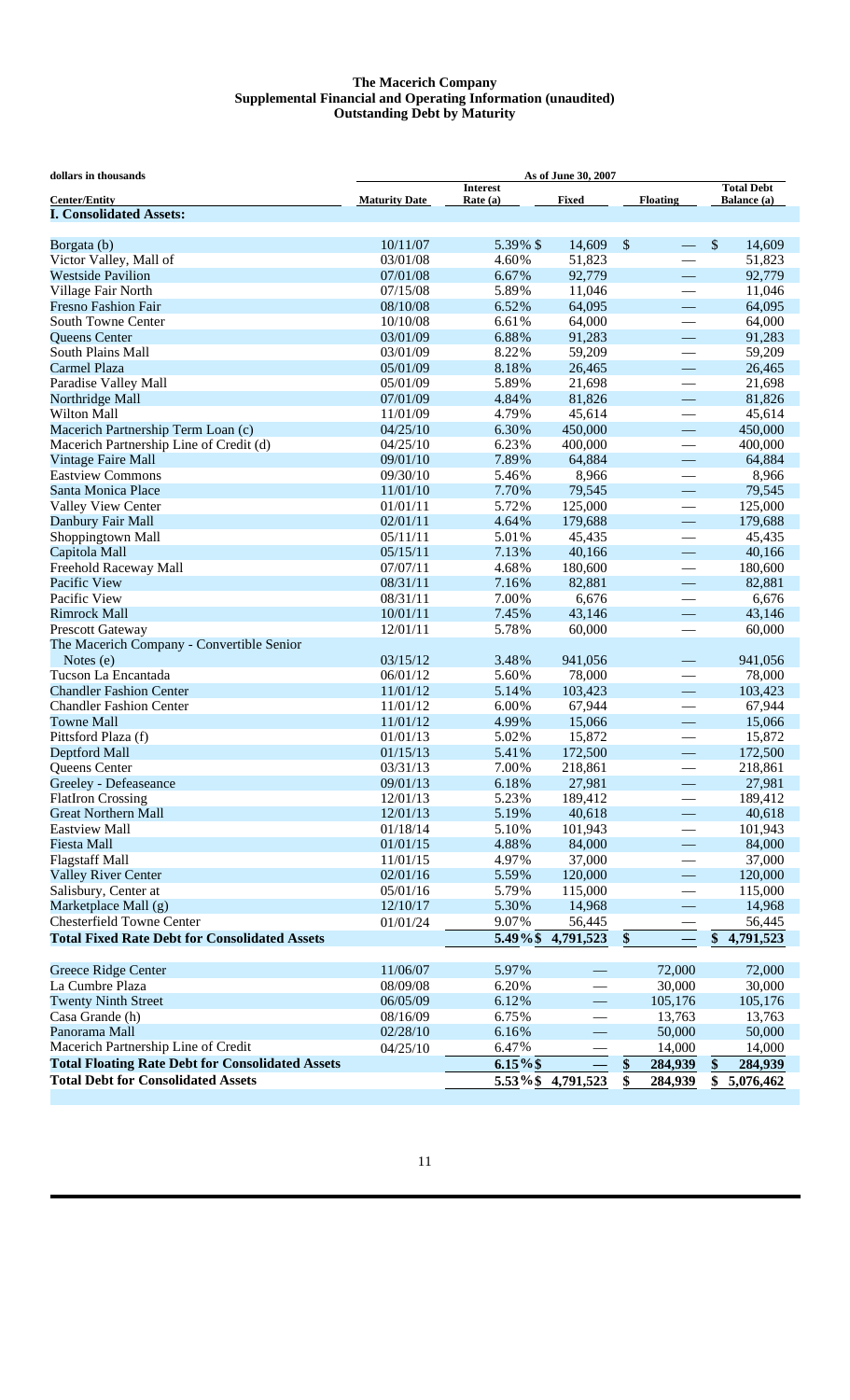**The Macerich Company**
**Supplemental Financial and Operating Information (unaudited)**
**Outstanding Debt by Maturity**

| dollars in thousands | As of June 30, 2007 | | | | |
|---|---|---|---|---|---|
| Center/Entity | Maturity Date | Interest Rate (a) | Fixed | Floating | Total Debt Balance (a) |
| **I. Consolidated Assets:** | | | | | |
| Borgata (b) | 10/11/07 | 5.39% | $ 14,609 | $ — | $ 14,609 |
| Victor Valley, Mall of | 03/01/08 | 4.60% | 51,823 | — | 51,823 |
| Westside Pavilion | 07/01/08 | 6.67% | 92,779 | — | 92,779 |
| Village Fair North | 07/15/08 | 5.89% | 11,046 | — | 11,046 |
| Fresno Fashion Fair | 08/10/08 | 6.52% | 64,095 | — | 64,095 |
| South Towne Center | 10/10/08 | 6.61% | 64,000 | — | 64,000 |
| Queens Center | 03/01/09 | 6.88% | 91,283 | — | 91,283 |
| South Plains Mall | 03/01/09 | 8.22% | 59,209 | — | 59,209 |
| Carmel Plaza | 05/01/09 | 8.18% | 26,465 | — | 26,465 |
| Paradise Valley Mall | 05/01/09 | 5.89% | 21,698 | — | 21,698 |
| Northridge Mall | 07/01/09 | 4.84% | 81,826 | — | 81,826 |
| Wilton Mall | 11/01/09 | 4.79% | 45,614 | — | 45,614 |
| Macerich Partnership Term Loan (c) | 04/25/10 | 6.30% | 450,000 | — | 450,000 |
| Macerich Partnership Line of Credit (d) | 04/25/10 | 6.23% | 400,000 | — | 400,000 |
| Vintage Faire Mall | 09/01/10 | 7.89% | 64,884 | — | 64,884 |
| Eastview Commons | 09/30/10 | 5.46% | 8,966 | — | 8,966 |
| Santa Monica Place | 11/01/10 | 7.70% | 79,545 | — | 79,545 |
| Valley View Center | 01/01/11 | 5.72% | 125,000 | — | 125,000 |
| Danbury Fair Mall | 02/01/11 | 4.64% | 179,688 | — | 179,688 |
| Shoppingtown Mall | 05/11/11 | 5.01% | 45,435 | — | 45,435 |
| Capitola Mall | 05/15/11 | 7.13% | 40,166 | — | 40,166 |
| Freehold Raceway Mall | 07/07/11 | 4.68% | 180,600 | — | 180,600 |
| Pacific View | 08/31/11 | 7.16% | 82,881 | — | 82,881 |
| Pacific View | 08/31/11 | 7.00% | 6,676 | — | 6,676 |
| Rimrock Mall | 10/01/11 | 7.45% | 43,146 | — | 43,146 |
| Prescott Gateway | 12/01/11 | 5.78% | 60,000 | — | 60,000 |
| The Macerich Company - Convertible Senior Notes (e) | 03/15/12 | 3.48% | 941,056 | — | 941,056 |
| Tucson La Encantada | 06/01/12 | 5.60% | 78,000 | — | 78,000 |
| Chandler Fashion Center | 11/01/12 | 5.14% | 103,423 | — | 103,423 |
| Chandler Fashion Center | 11/01/12 | 6.00% | 67,944 | — | 67,944 |
| Towne Mall | 11/01/12 | 4.99% | 15,066 | — | 15,066 |
| Pittsford Plaza (f) | 01/01/13 | 5.02% | 15,872 | — | 15,872 |
| Deptford Mall | 01/15/13 | 5.41% | 172,500 | — | 172,500 |
| Queens Center | 03/31/13 | 7.00% | 218,861 | — | 218,861 |
| Greeley - Defeaseance | 09/01/13 | 6.18% | 27,981 | — | 27,981 |
| FlatIron Crossing | 12/01/13 | 5.23% | 189,412 | — | 189,412 |
| Great Northern Mall | 12/01/13 | 5.19% | 40,618 | — | 40,618 |
| Eastview Mall | 01/18/14 | 5.10% | 101,943 | — | 101,943 |
| Fiesta Mall | 01/01/15 | 4.88% | 84,000 | — | 84,000 |
| Flagstaff Mall | 11/01/15 | 4.97% | 37,000 | — | 37,000 |
| Valley River Center | 02/01/16 | 5.59% | 120,000 | — | 120,000 |
| Salisbury, Center at | 05/01/16 | 5.79% | 115,000 | — | 115,000 |
| Marketplace Mall (g) | 12/10/17 | 5.30% | 14,968 | — | 14,968 |
| Chesterfield Towne Center | 01/01/24 | 9.07% | 56,445 | — | 56,445 |
| **Total Fixed Rate Debt for Consolidated Assets** | | **5.49%** | **$ 4,791,523** | **$ —** | **$ 4,791,523** |
| Greece Ridge Center | 11/06/07 | 5.97% | — | 72,000 | 72,000 |
| La Cumbre Plaza | 08/09/08 | 6.20% | — | 30,000 | 30,000 |
| Twenty Ninth Street | 06/05/09 | 6.12% | — | 105,176 | 105,176 |
| Casa Grande (h) | 08/16/09 | 6.75% | — | 13,763 | 13,763 |
| Panorama Mall | 02/28/10 | 6.16% | — | 50,000 | 50,000 |
| Macerich Partnership Line of Credit | 04/25/10 | 6.47% | — | 14,000 | 14,000 |
| **Total Floating Rate Debt for Consolidated Assets** | | **6.15%** | **$ —** | **$ 284,939** | **$ 284,939** |
| **Total Debt for Consolidated Assets** | | **5.53%** | **$ 4,791,523** | **$ 284,939** | **$ 5,076,462** |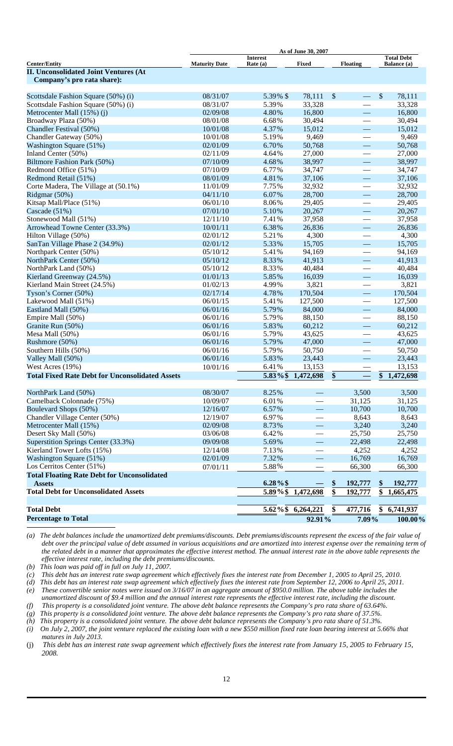| Center/Entity | Maturity Date | Interest Rate (a) | Fixed | Floating | Total Debt Balance (a) |
|---|---|---|---|---|---|
| | As of June 30, 2007 | | | | |
| **II. Unconsolidated Joint Ventures (At Company's pro rata share):** | | | | | |
| Scottsdale Fashion Square (50%) (i) | 08/31/07 | 5.39% | $ 78,111 | $ — | $ 78,111 |
| Scottsdale Fashion Square (50%) (i) | 08/31/07 | 5.39% | 33,328 | — | 33,328 |
| Metrocenter Mall (15%) (j) | 02/09/08 | 4.80% | 16,800 | — | 16,800 |
| Broadway Plaza (50%) | 08/01/08 | 6.68% | 30,494 | — | 30,494 |
| Chandler Festival (50%) | 10/01/08 | 4.37% | 15,012 | — | 15,012 |
| Chandler Gateway (50%) | 10/01/08 | 5.19% | 9,469 | — | 9,469 |
| Washington Square (51%) | 02/01/09 | 6.70% | 50,768 | — | 50,768 |
| Inland Center (50%) | 02/11/09 | 4.64% | 27,000 | — | 27,000 |
| Biltmore Fashion Park (50%) | 07/10/09 | 4.68% | 38,997 | — | 38,997 |
| Redmond Office (51%) | 07/10/09 | 6.77% | 34,747 | — | 34,747 |
| Redmond Retail (51%) | 08/01/09 | 4.81% | 37,106 | — | 37,106 |
| Corte Madera, The Village at (50.1%) | 11/01/09 | 7.75% | 32,932 | — | 32,932 |
| Ridgmar (50%) | 04/11/10 | 6.07% | 28,700 | — | 28,700 |
| Kitsap Mall/Place (51%) | 06/01/10 | 8.06% | 29,405 | — | 29,405 |
| Cascade (51%) | 07/01/10 | 5.10% | 20,267 | — | 20,267 |
| Stonewood Mall (51%) | 12/11/10 | 7.41% | 37,958 | — | 37,958 |
| Arrowhead Towne Center (33.3%) | 10/01/11 | 6.38% | 26,836 | — | 26,836 |
| Hilton Village (50%) | 02/01/12 | 5.21% | 4,300 | — | 4,300 |
| SanTan Village Phase 2 (34.9%) | 02/01/12 | 5.33% | 15,705 | — | 15,705 |
| Northpark Center (50%) | 05/10/12 | 5.41% | 94,169 | — | 94,169 |
| NorthPark Center (50%) | 05/10/12 | 8.33% | 41,913 | — | 41,913 |
| NorthPark Land (50%) | 05/10/12 | 8.33% | 40,484 | — | 40,484 |
| Kierland Greenway (24.5%) | 01/01/13 | 5.85% | 16,039 | — | 16,039 |
| Kierland Main Street (24.5%) | 01/02/13 | 4.99% | 3,821 | — | 3,821 |
| Tyson's Corner (50%) | 02/17/14 | 4.78% | 170,504 | — | 170,504 |
| Lakewood Mall (51%) | 06/01/15 | 5.41% | 127,500 | — | 127,500 |
| Eastland Mall (50%) | 06/01/16 | 5.79% | 84,000 | — | 84,000 |
| Empire Mall (50%) | 06/01/16 | 5.79% | 88,150 | — | 88,150 |
| Granite Run (50%) | 06/01/16 | 5.83% | 60,212 | — | 60,212 |
| Mesa Mall (50%) | 06/01/16 | 5.79% | 43,625 | — | 43,625 |
| Rushmore (50%) | 06/01/16 | 5.79% | 47,000 | — | 47,000 |
| Southern Hills (50%) | 06/01/16 | 5.79% | 50,750 | — | 50,750 |
| Valley Mall (50%) | 06/01/16 | 5.83% | 23,443 | — | 23,443 |
| West Acres (19%) | 10/01/16 | 6.41% | 13,153 | — | 13,153 |
| **Total Fixed Rate Debt for Unconsolidated Assets** | | **5.83%** | **$ 1,472,698** | **$ —** | **$ 1,472,698** |
| NorthPark Land (50%) | 08/30/07 | 8.25% | — | 3,500 | 3,500 |
| Camelback Colonnade (75%) | 10/09/07 | 6.01% | — | 31,125 | 31,125 |
| Boulevard Shops (50%) | 12/16/07 | 6.57% | — | 10,700 | 10,700 |
| Chandler Village Center (50%) | 12/19/07 | 6.97% | — | 8,643 | 8,643 |
| Metrocenter Mall (15%) | 02/09/08 | 8.73% | — | 3,240 | 3,240 |
| Desert Sky Mall (50%) | 03/06/08 | 6.42% | — | 25,750 | 25,750 |
| Superstition Springs Center (33.3%) | 09/09/08 | 5.69% | — | 22,498 | 22,498 |
| Kierland Tower Lofts (15%) | 12/14/08 | 7.13% | — | 4,252 | 4,252 |
| Washington Square (51%) | 02/01/09 | 7.32% | — | 16,769 | 16,769 |
| Los Cerritos Center (51%) | 07/01/11 | 5.88% | — | 66,300 | 66,300 |
| **Total Floating Rate Debt for Unconsolidated Assets** | | **6.28%** | **$ —** | **$ 192,777** | **$ 192,777** |
| **Total Debt for Unconsolidated Assets** | | **5.89%** | **$ 1,472,698** | **$ 192,777** | **$ 1,665,475** |
| **Total Debt** | | **5.62%** | **$ 6,264,221** | **$ 477,716** | **$ 6,741,937** |
| **Percentage to Total** | | | **92.91%** | **7.09%** | **100.00%** |

*(a) The debt balances include the unamortized debt premiums/discounts. Debt premiums/discounts represent the excess of the fair value of debt over the principal value of debt assumed in various acquisitions and are amortized into interest expense over the remaining term of the related debt in a manner that approximates the effective interest method. The annual interest rate in the above table represents the effective interest rate, including the debt premiums/discounts.*

*(b) This loan was paid off in full on July 11, 2007.*

*(c) This debt has an interest rate swap agreement which effectively fixes the interest rate from December 1, 2005 to April 25, 2010.*

*(d) This debt has an interest rate swap agreement which effectively fixes the interest rate from September 12, 2006 to April 25, 2011.*

*(e) These convertible senior notes were issued on 3/16/07 in an aggregate amount of $950.0 million. The above table includes the unamortized discount of $9.4 million and the annual interest rate represents the effective interest rate, including the discount.*

*(f) This property is a consolidated joint venture. The above debt balance represents the Company's pro rata share of 63.64%.*

*(g) This property is a consolidated joint venture. The above debt balance represents the Company's pro rata share of 37.5%.*

*(h) This property is a consolidated joint venture. The above debt balance represents the Company's pro rata share of 51.3%.*

*(i) On July 2, 2007, the joint venture replaced the existing loan with a new $550 million fixed rate loan bearing interest at 5.66% that matures in July 2013.*

*(j) This debt has an interest rate swap agreement which effectively fixes the interest rate from January 15, 2005 to February 15, 2008.*